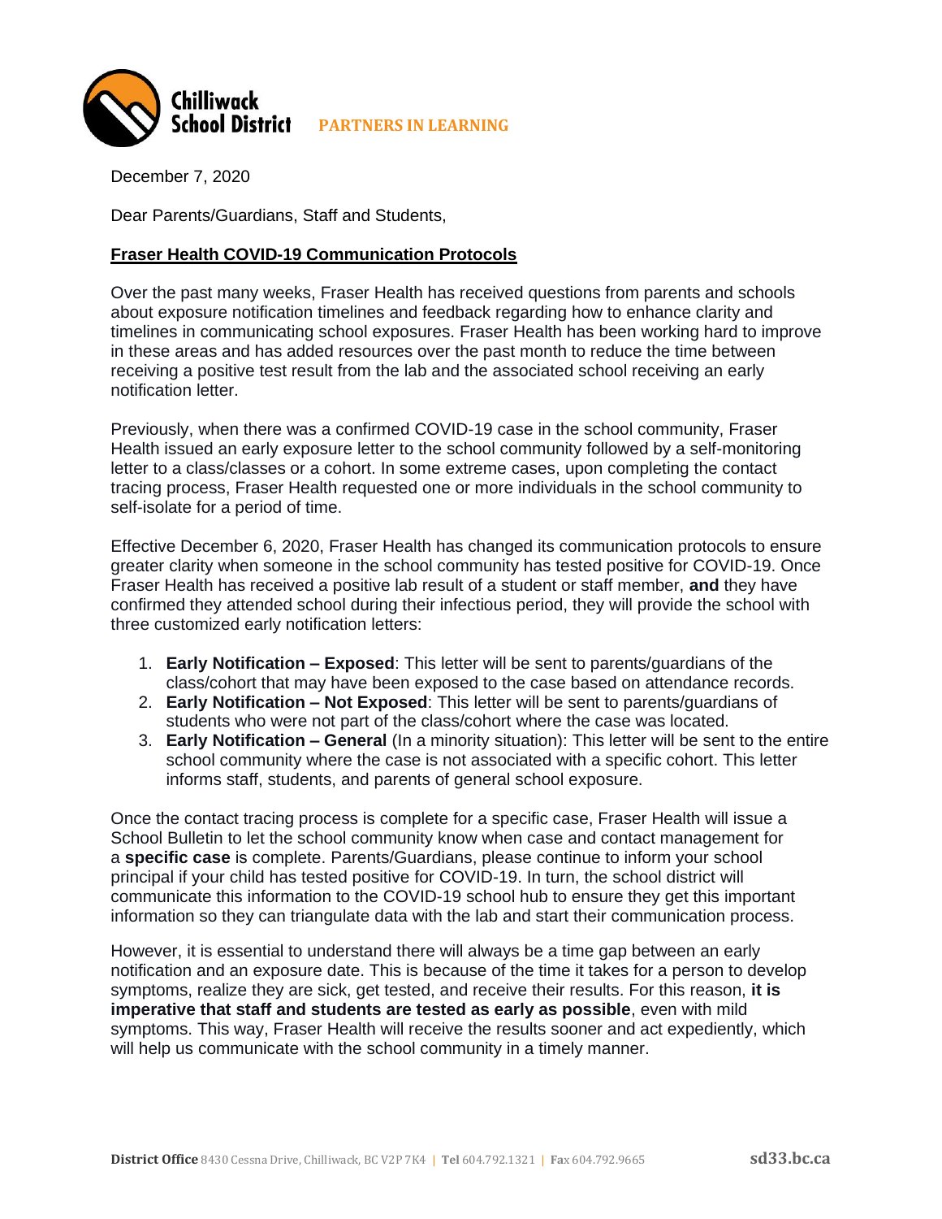**Chilliwack School District** PARTNERS IN LEARNING

December 7, 2020

Dear Parents/Guardians, Staff and Students,

## Fraser Health COVID-19 Communication Protocols

Over the past many weeks, Fraser Health has received questions from parents and schools about exposure notification timelines and feedback regarding how to enhance clarity and timelines in communicating school exposures. Fraser Health has been working hard to improve in these areas and has added resources over the past month to reduce the time between receiving a positive test result from the lab and the associated school receiving an early notification letter.

Previously, when there was a confirmed COVID-19 case in the school community, Fraser Health issued an early exposure letter to the school community followed by a self-monitoring letter to a class/classes or a cohort. In some extreme cases, upon completing the contact tracing process, Fraser Health requested one or more individuals in the school community to self-isolate for a period of time.

Effective December 6, 2020, Fraser Health has changed its communication protocols to ensure greater clarity when someone in the school community has tested positive for COVID-19. Once Fraser Health has received a positive lab result of a student or staff member, **and** they have confirmed they attended school during their infectious period, they will provide the school with three customized early notification letters:

1. **Early Notification – Exposed**: This letter will be sent to parents/guardians of the class/cohort that may have been exposed to the case based on attendance records.
2. **Early Notification – Not Exposed**: This letter will be sent to parents/guardians of students who were not part of the class/cohort where the case was located.
3. **Early Notification – General** (In a minority situation): This letter will be sent to the entire school community where the case is not associated with a specific cohort. This letter informs staff, students, and parents of general school exposure.

Once the contact tracing process is complete for a specific case, Fraser Health will issue a School Bulletin to let the school community know when case and contact management for a **specific case** is complete. Parents/Guardians, please continue to inform your school principal if your child has tested positive for COVID-19. In turn, the school district will communicate this information to the COVID-19 school hub to ensure they get this important information so they can triangulate data with the lab and start their communication process.

However, it is essential to understand there will always be a time gap between an early notification and an exposure date. This is because of the time it takes for a person to develop symptoms, realize they are sick, get tested, and receive their results. For this reason, **it is imperative that staff and students are tested as early as possible**, even with mild symptoms. This way, Fraser Health will receive the results sooner and act expediently, which will help us communicate with the school community in a timely manner.

**District Office** 8430 Cessna Drive, Chilliwack, BC V2P 7K4 | **Tel** 604.792.1321 | **Fax** 604.792.9665 **sd33.bc.ca**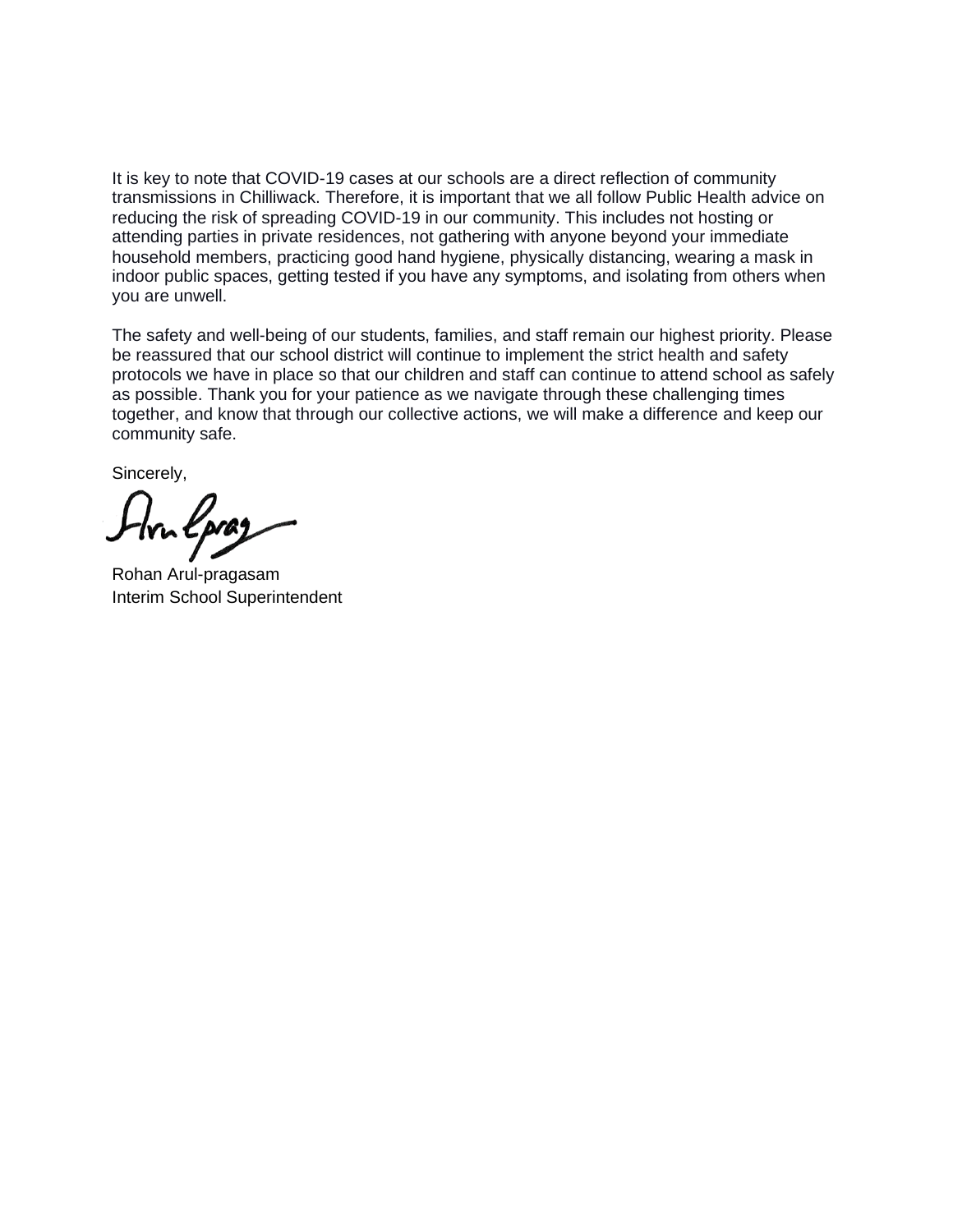It is key to note that COVID-19 cases at our schools are a direct reflection of community transmissions in Chilliwack. Therefore, it is important that we all follow Public Health advice on reducing the risk of spreading COVID-19 in our community. This includes not hosting or attending parties in private residences, not gathering with anyone beyond your immediate household members, practicing good hand hygiene, physically distancing, wearing a mask in indoor public spaces, getting tested if you have any symptoms, and isolating from others when you are unwell.

The safety and well-being of our students, families, and staff remain our highest priority. Please be reassured that our school district will continue to implement the strict health and safety protocols we have in place so that our children and staff can continue to attend school as safely as possible. Thank you for your patience as we navigate through these challenging times together, and know that through our collective actions, we will make a difference and keep our community safe.

Sincerely,

Rohan Arul-pragasam
Interim School Superintendent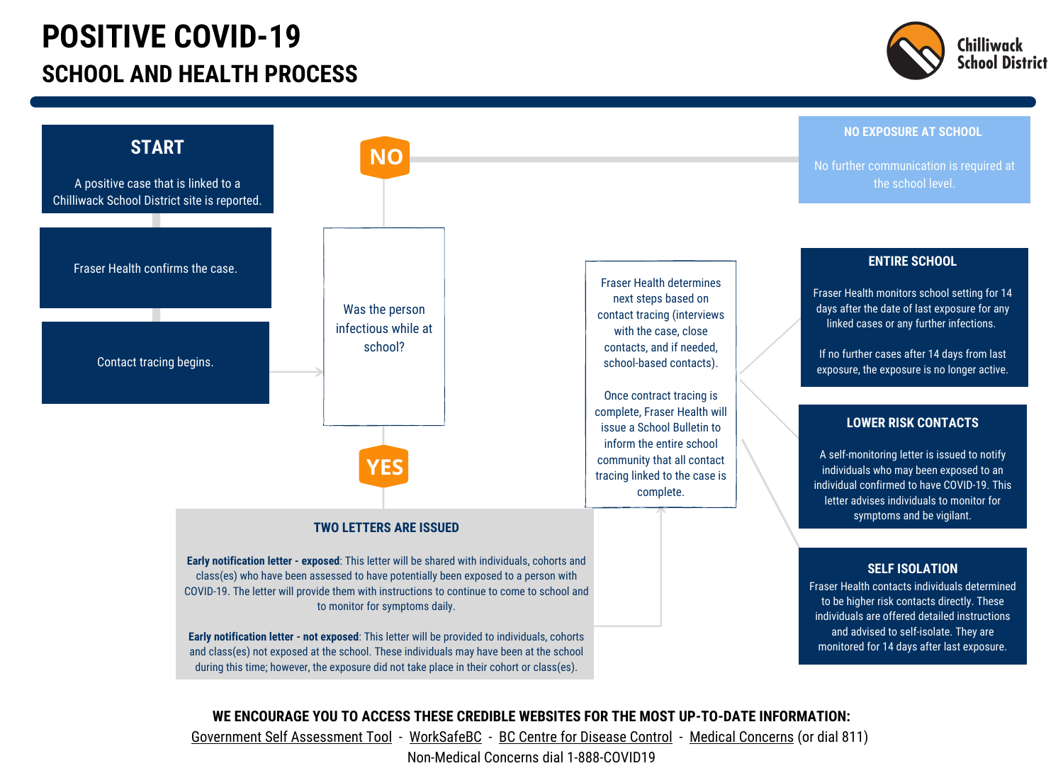# POSITIVE COVID-19

## SCHOOL AND HEALTH PROCESS

Chilliwack School District

### START

A positive case that is linked to a Chilliwack School District site is reported.

Fraser Health confirms the case.

Contact tracing begins.

Was the person infectious while at school?

**NO**

### NO EXPOSURE AT SCHOOL

No further communication is required at the school level.

**YES**

### TWO LETTERS ARE ISSUED

**Early notification letter - exposed**: This letter will be shared with individuals, cohorts and class(es) who have been assessed to have potentially been exposed to a person with COVID-19. The letter will provide them with instructions to continue to come to school and to monitor for symptoms daily.

**Early notification letter - not exposed**: This letter will be provided to individuals, cohorts and class(es) not exposed at the school. These individuals may have been at the school during this time; however, the exposure did not take place in their cohort or class(es).

Fraser Health determines next steps based on contact tracing (interviews with the case, close contacts, and if needed, school-based contacts).

Once contract tracing is complete, Fraser Health will issue a School Bulletin to inform the entire school community that all contact tracing linked to the case is complete.

### ENTIRE SCHOOL

Fraser Health monitors school setting for 14 days after the date of last exposure for any linked cases or any further infections.

If no further cases after 14 days from last exposure, the exposure is no longer active.

### LOWER RISK CONTACTS

A self-monitoring letter is issued to notify individuals who may been exposed to an individual confirmed to have COVID-19. This letter advises individuals to monitor for symptoms and be vigilant.

### SELF ISOLATION

Fraser Health contacts individuals determined to be higher risk contacts directly. These individuals are offered detailed instructions and advised to self-isolate. They are monitored for 14 days after last exposure.

**WE ENCOURAGE YOU TO ACCESS THESE CREDIBLE WEBSITES FOR THE MOST UP-TO-DATE INFORMATION:**

Government Self Assessment Tool - WorkSafeBC - BC Centre for Disease Control - Medical Concerns (or dial 811)

Non-Medical Concerns dial 1-888-COVID19